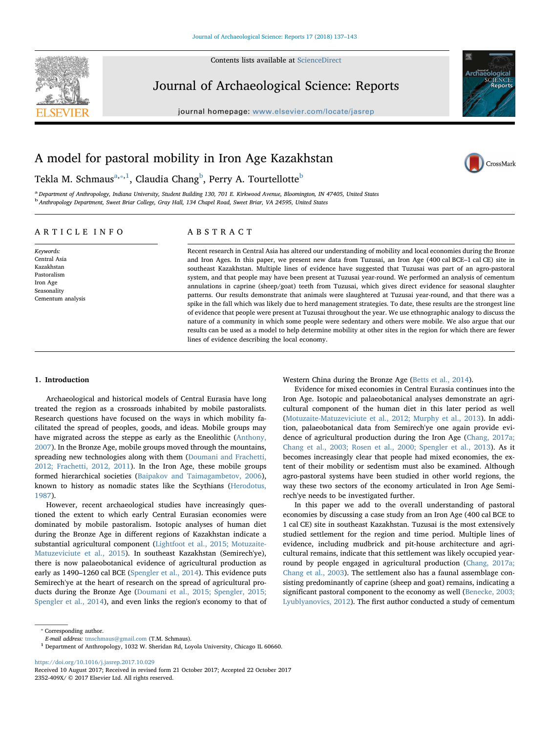# A model for pastoral mobility in Iron Age Kazakhstan

Tekla M. Schmaus[a,*,1], Claudia Chang[b], Perry A. Tourtellotte[b]

[a] Department of Anthropology, Indiana University, Student Building 130, 701 E. Kirkwood Avenue, Bloomington, IN 47405, United States
[b] Anthropology Department, Sweet Briar College, Gray Hall, 134 Chapel Road, Sweet Briar, VA 24595, United States

## ARTICLE INFO

*Keywords:*
Central Asia
Kazakhstan
Pastoralism
Iron Age
Seasonality
Cementum analysis

## ABSTRACT

Recent research in Central Asia has altered our understanding of mobility and local economies during the Bronze and Iron Ages. In this paper, we present new data from Tuzusai, an Iron Age (400 cal BCE–1 cal CE) site in southeast Kazakhstan. Multiple lines of evidence have suggested that Tuzusai was part of an agro-pastoral system, and that people may have been present at Tuzusai year-round. We performed an analysis of cementum annulations in caprine (sheep/goat) teeth from Tuzusai, which gives direct evidence for seasonal slaughter patterns. Our results demonstrate that animals were slaughtered at Tuzusai year-round, and that there was a spike in the fall which was likely due to herd management strategies. To date, these results are the strongest line of evidence that people were present at Tuzusai throughout the year. We use ethnographic analogy to discuss the nature of a community in which some people were sedentary and others were mobile. We also argue that our results can be used as a model to help determine mobility at other sites in the region for which there are fewer lines of evidence describing the local economy.

## 1. Introduction

Archaeological and historical models of Central Eurasia have long treated the region as a crossroads inhabited by mobile pastoralists. Research questions have focused on the ways in which mobility facilitated the spread of peoples, goods, and ideas. Mobile groups may have migrated across the steppe as early as the Eneolithic (Anthony, 2007). In the Bronze Age, mobile groups moved through the mountains, spreading new technologies along with them (Doumani and Frachetti, 2012; Frachetti, 2012, 2011). In the Iron Age, these mobile groups formed hierarchical societies (Baipakov and Taimagambetov, 2006), known to history as nomadic states like the Scythians (Herodotus, 1987).

However, recent archaeological studies have increasingly questioned the extent to which early Central Eurasian economies were dominated by mobile pastoralism. Isotopic analyses of human diet during the Bronze Age in different regions of Kazakhstan indicate a substantial agricultural component (Lightfoot et al., 2015; Motuzaite-Matuzeviciute et al., 2015). In southeast Kazakhstan (Semirech'ye), there is now palaeobotanical evidence of agricultural production as early as 1490–1260 cal BCE (Spengler et al., 2014). This evidence puts Semirech'ye at the heart of research on the spread of agricultural products during the Bronze Age (Doumani et al., 2015; Spengler, 2015; Spengler et al., 2014), and even links the region's economy to that of Western China during the Bronze Age (Betts et al., 2014).

Evidence for mixed economies in Central Eurasia continues into the Iron Age. Isotopic and palaeobotanical analyses demonstrate an agricultural component of the human diet in this later period as well (Motuzaite-Matuzeviciute et al., 2012; Murphy et al., 2013). In addition, palaeobotanical data from Semirech'ye once again provide evidence of agricultural production during the Iron Age (Chang, 2017a; Chang et al., 2003; Rosen et al., 2000; Spengler et al., 2013). As it becomes increasingly clear that people had mixed economies, the extent of their mobility or sedentism must also be examined. Although agro-pastoral systems have been studied in other world regions, the way these two sectors of the economy articulated in Iron Age Semirech'ye needs to be investigated further.

In this paper we add to the overall understanding of pastoral economies by discussing a case study from an Iron Age (400 cal BCE to 1 cal CE) site in southeast Kazakhstan. Tuzusai is the most extensively studied settlement for the region and time period. Multiple lines of evidence, including mudbrick and pit-house architecture and agricultural remains, indicate that this settlement was likely occupied year-round by people engaged in agricultural production (Chang, 2017a; Chang et al., 2003). The settlement also has a faunal assemblage consisting predominantly of caprine (sheep and goat) remains, indicating a significant pastoral component to the economy as well (Benecke, 2003; Lyublyanovics, 2012). The first author conducted a study of cementum

---

\* Corresponding author.
*E-mail address:* tmschmaus@gmail.com (T.M. Schmaus).
[1] Department of Anthropology, 1032 W. Sheridan Rd, Loyola University, Chicago IL 60660.

https://doi.org/10.1016/j.jasrep.2017.10.029
Received 10 August 2017; Received in revised form 21 October 2017; Accepted 22 October 2017
2352-409X/ © 2017 Elsevier Ltd. All rights reserved.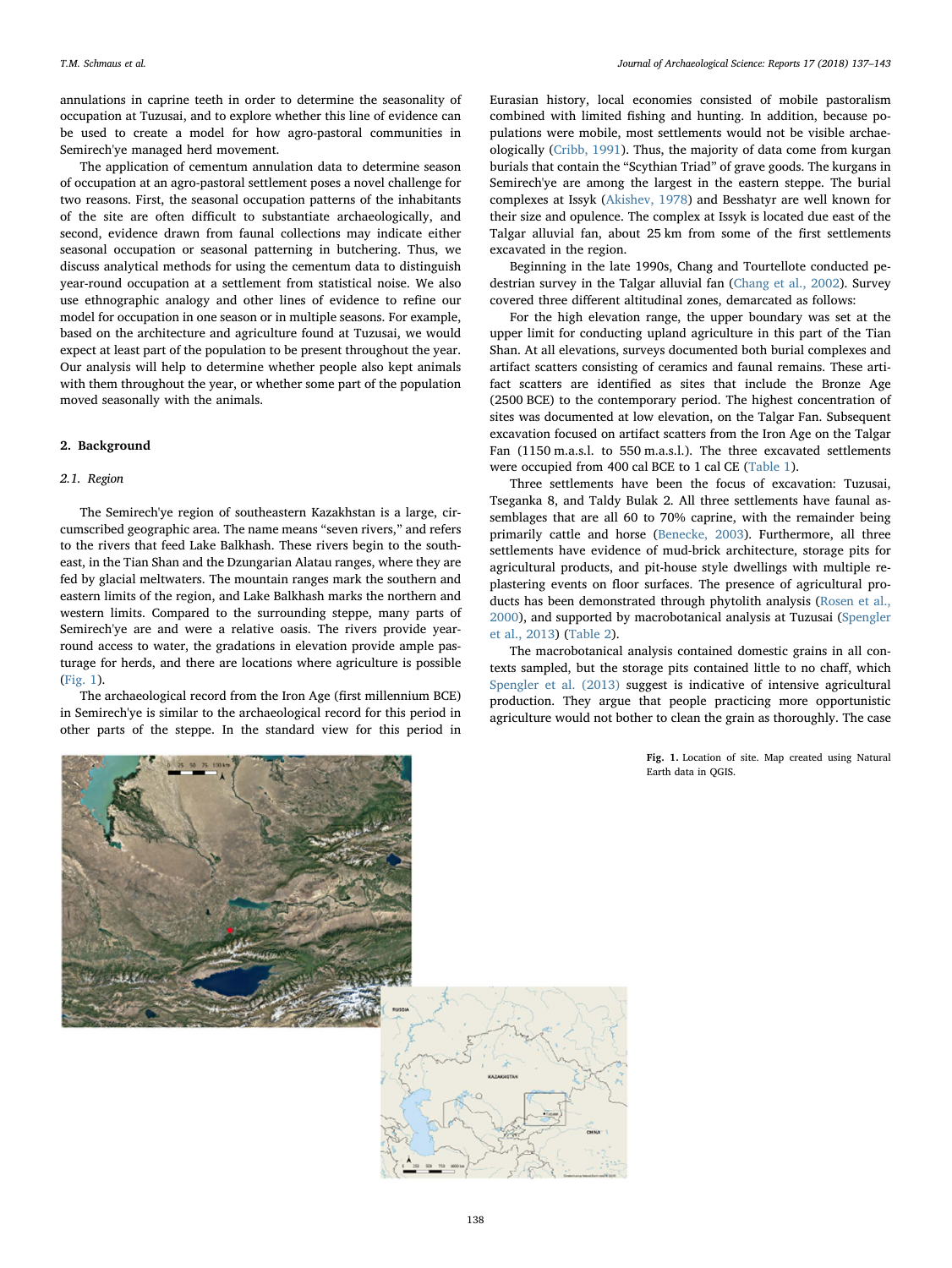annulations in caprine teeth in order to determine the seasonality of occupation at Tuzusai, and to explore whether this line of evidence can be used to create a model for how agro-pastoral communities in Semirech'ye managed herd movement.

The application of cementum annulation data to determine season of occupation at an agro-pastoral settlement poses a novel challenge for two reasons. First, the seasonal occupation patterns of the inhabitants of the site are often difficult to substantiate archaeologically, and second, evidence drawn from faunal collections may indicate either seasonal occupation or seasonal patterning in butchering. Thus, we discuss analytical methods for using the cementum data to distinguish year-round occupation at a settlement from statistical noise. We also use ethnographic analogy and other lines of evidence to refine our model for occupation in one season or in multiple seasons. For example, based on the architecture and agriculture found at Tuzusai, we would expect at least part of the population to be present throughout the year. Our analysis will help to determine whether people also kept animals with them throughout the year, or whether some part of the population moved seasonally with the animals.

## 2. Background

### 2.1. Region

The Semirech'ye region of southeastern Kazakhstan is a large, circumscribed geographic area. The name means "seven rivers," and refers to the rivers that feed Lake Balkhash. These rivers begin to the southeast, in the Tian Shan and the Dzungarian Alatau ranges, where they are fed by glacial meltwaters. The mountain ranges mark the southern and eastern limits of the region, and Lake Balkhash marks the northern and western limits. Compared to the surrounding steppe, many parts of Semirech'ye are and were a relative oasis. The rivers provide year-round access to water, the gradations in elevation provide ample pasturage for herds, and there are locations where agriculture is possible (Fig. 1).

The archaeological record from the Iron Age (first millennium BCE) in Semirech'ye is similar to the archaeological record for this period in other parts of the steppe. In the standard view for this period in Eurasian history, local economies consisted of mobile pastoralism combined with limited fishing and hunting. In addition, because populations were mobile, most settlements would not be visible archaeologically (Cribb, 1991). Thus, the majority of data come from kurgan burials that contain the "Scythian Triad" of grave goods. The kurgans in Semirech'ye are among the largest in the eastern steppe. The burial complexes at Issyk (Akishev, 1978) and Besshatyr are well known for their size and opulence. The complex at Issyk is located due east of the Talgar alluvial fan, about 25 km from some of the first settlements excavated in the region.

Beginning in the late 1990s, Chang and Tourtellote conducted pedestrian survey in the Talgar alluvial fan (Chang et al., 2002). Survey covered three different altitudinal zones, demarcated as follows:

For the high elevation range, the upper boundary was set at the upper limit for conducting upland agriculture in this part of the Tian Shan. At all elevations, surveys documented both burial complexes and artifact scatters consisting of ceramics and faunal remains. These artifact scatters are identified as sites that include the Bronze Age (2500 BCE) to the contemporary period. The highest concentration of sites was documented at low elevation, on the Talgar Fan. Subsequent excavation focused on artifact scatters from the Iron Age on the Talgar Fan (1150 m.a.s.l. to 550 m.a.s.l.). The three excavated settlements were occupied from 400 cal BCE to 1 cal CE (Table 1).

Three settlements have been the focus of excavation: Tuzusai, Tseganka 8, and Taldy Bulak 2. All three settlements have faunal assemblages that are all 60 to 70% caprine, with the remainder being primarily cattle and horse (Benecke, 2003). Furthermore, all three settlements have evidence of mud-brick architecture, storage pits for agricultural products, and pit-house style dwellings with multiple replastering events on floor surfaces. The presence of agricultural products has been demonstrated through phytolith analysis (Rosen et al., 2000), and supported by macrobotanical analysis at Tuzusai (Spengler et al., 2013) (Table 2).

The macrobotanical analysis contained domestic grains in all contexts sampled, but the storage pits contained little to no chaff, which Spengler et al. (2013) suggest is indicative of intensive agricultural production. They argue that people practicing more opportunistic agriculture would not bother to clean the grain as thoroughly. The case

**Fig. 1.** Location of site. Map created using Natural Earth data in QGIS.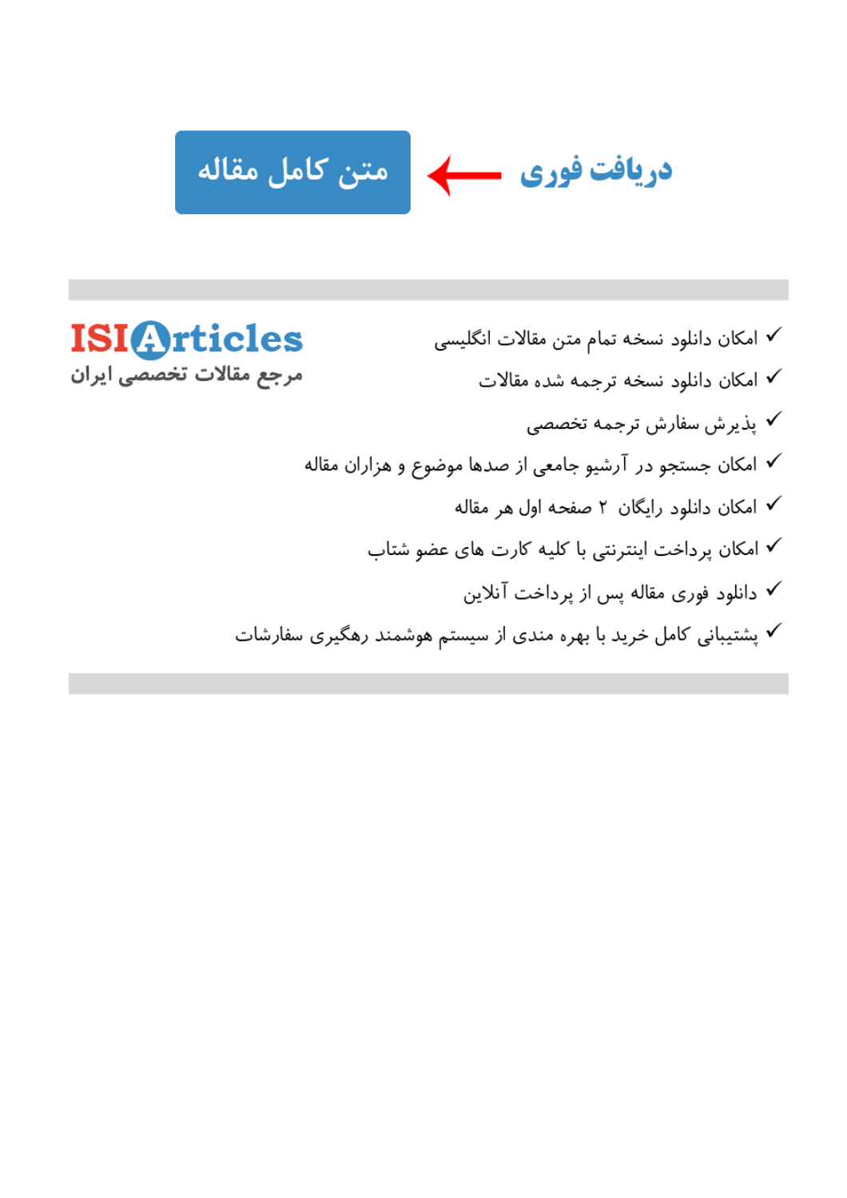دریافت فوری ← **متن کامل مقاله**

**ISIArticles**
مرجع مقالات تخصصی ایران

- ✓ امکان دانلود نسخه تمام متن مقالات انگلیسی
- ✓ امکان دانلود نسخه ترجمه شده مقالات
- ✓ پذیرش سفارش ترجمه تخصصی
- ✓ امکان جستجو در آرشیو جامعی از صدها موضوع و هزاران مقاله
- ✓ امکان دانلود رایگان ۲ صفحه اول هر مقاله
- ✓ امکان پرداخت اینترنتی با کلیه کارت های عضو شتاب
- ✓ دانلود فوری مقاله پس از پرداخت آنلاین
- ✓ پشتیبانی کامل خرید با بهره مندی از سیستم هوشمند رهگیری سفارشات